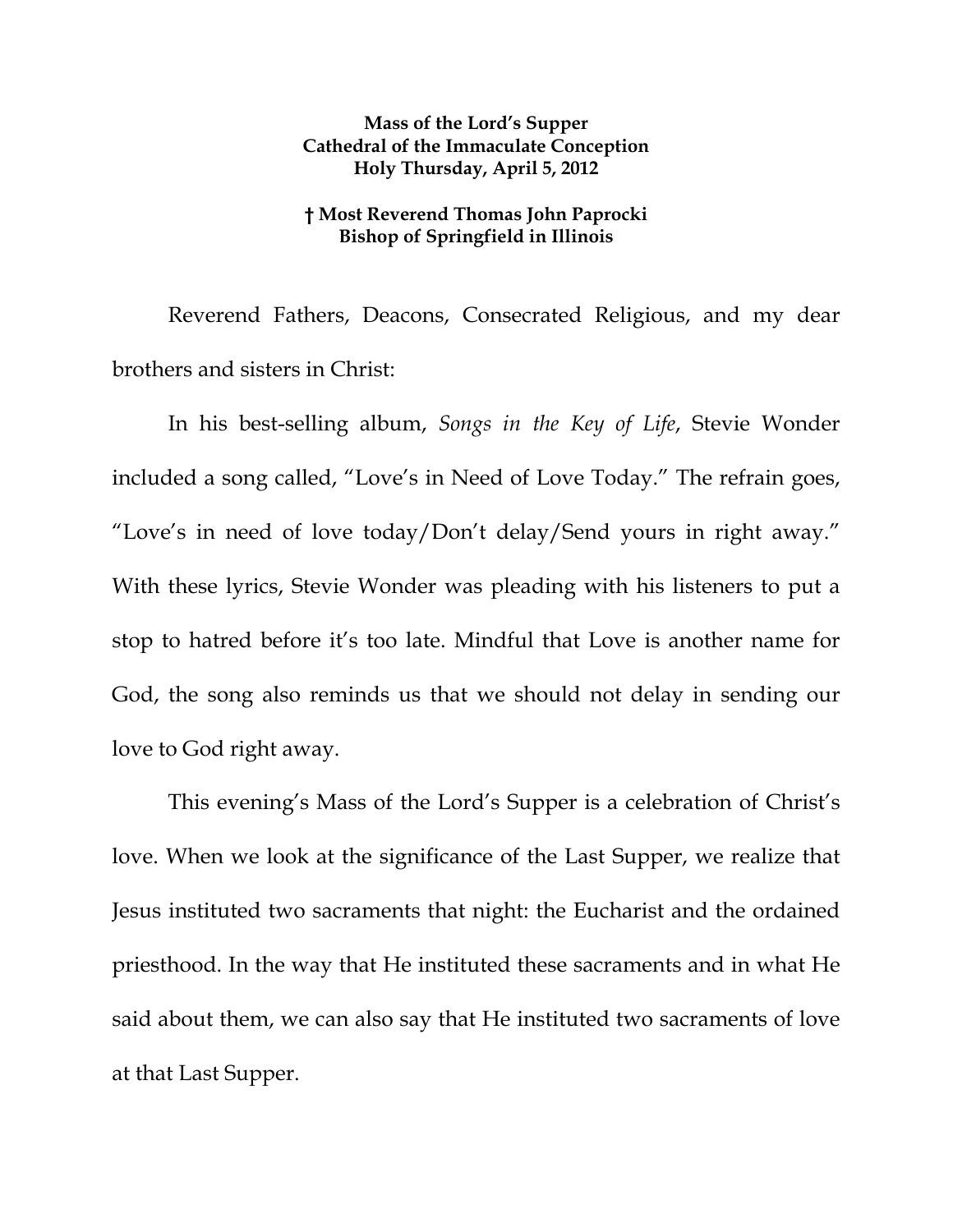**Mass of the Lord's Supper**
**Cathedral of the Immaculate Conception**
**Holy Thursday, April 5, 2012**

**† Most Reverend Thomas John Paprocki**
**Bishop of Springfield in Illinois**

Reverend Fathers, Deacons, Consecrated Religious, and my dear brothers and sisters in Christ:

In his best-selling album, *Songs in the Key of Life*, Stevie Wonder included a song called, "Love's in Need of Love Today." The refrain goes, "Love's in need of love today/Don't delay/Send yours in right away." With these lyrics, Stevie Wonder was pleading with his listeners to put a stop to hatred before it's too late. Mindful that Love is another name for God, the song also reminds us that we should not delay in sending our love to God right away.

This evening's Mass of the Lord's Supper is a celebration of Christ's love. When we look at the significance of the Last Supper, we realize that Jesus instituted two sacraments that night: the Eucharist and the ordained priesthood. In the way that He instituted these sacraments and in what He said about them, we can also say that He instituted two sacraments of love at that Last Supper.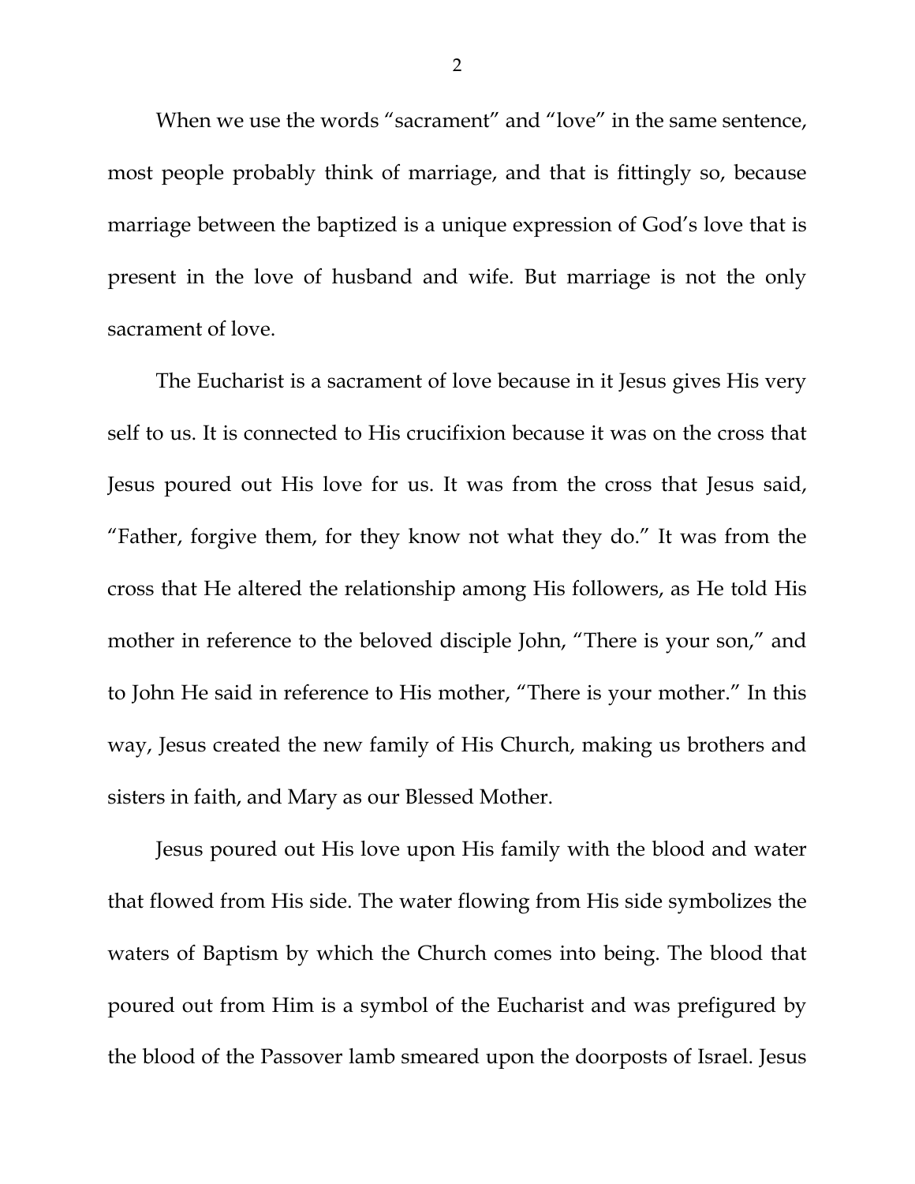When we use the words "sacrament" and "love" in the same sentence, most people probably think of marriage, and that is fittingly so, because marriage between the baptized is a unique expression of God's love that is present in the love of husband and wife. But marriage is not the only sacrament of love.

The Eucharist is a sacrament of love because in it Jesus gives His very self to us. It is connected to His crucifixion because it was on the cross that Jesus poured out His love for us. It was from the cross that Jesus said, "Father, forgive them, for they know not what they do." It was from the cross that He altered the relationship among His followers, as He told His mother in reference to the beloved disciple John, "There is your son," and to John He said in reference to His mother, "There is your mother." In this way, Jesus created the new family of His Church, making us brothers and sisters in faith, and Mary as our Blessed Mother.

Jesus poured out His love upon His family with the blood and water that flowed from His side. The water flowing from His side symbolizes the waters of Baptism by which the Church comes into being. The blood that poured out from Him is a symbol of the Eucharist and was prefigured by the blood of the Passover lamb smeared upon the doorposts of Israel. Jesus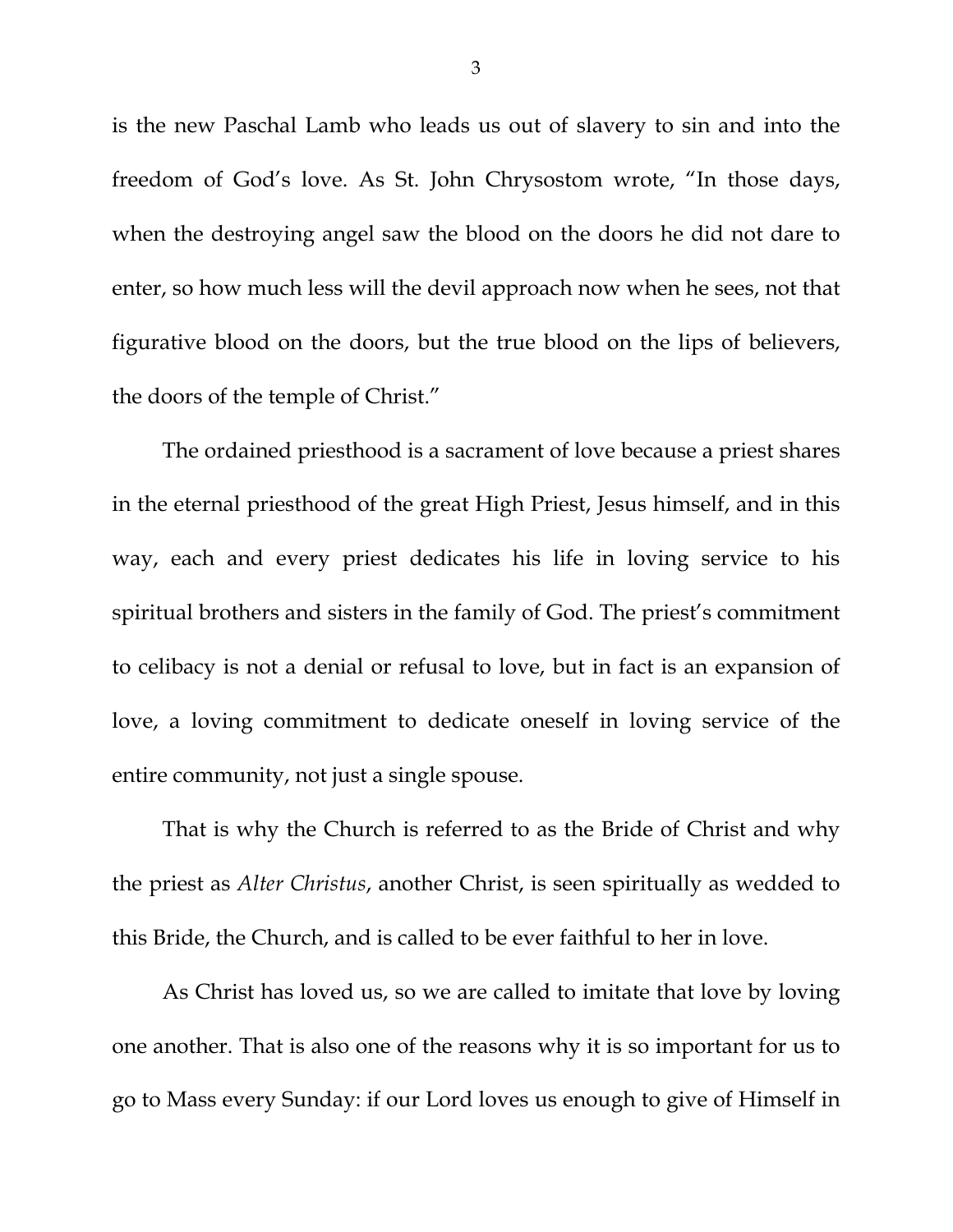is the new Paschal Lamb who leads us out of slavery to sin and into the freedom of God's love. As St. John Chrysostom wrote, "In those days, when the destroying angel saw the blood on the doors he did not dare to enter, so how much less will the devil approach now when he sees, not that figurative blood on the doors, but the true blood on the lips of believers, the doors of the temple of Christ."

The ordained priesthood is a sacrament of love because a priest shares in the eternal priesthood of the great High Priest, Jesus himself, and in this way, each and every priest dedicates his life in loving service to his spiritual brothers and sisters in the family of God. The priest's commitment to celibacy is not a denial or refusal to love, but in fact is an expansion of love, a loving commitment to dedicate oneself in loving service of the entire community, not just a single spouse.

That is why the Church is referred to as the Bride of Christ and why the priest as *Alter Christus*, another Christ, is seen spiritually as wedded to this Bride, the Church, and is called to be ever faithful to her in love.

As Christ has loved us, so we are called to imitate that love by loving one another. That is also one of the reasons why it is so important for us to go to Mass every Sunday: if our Lord loves us enough to give of Himself in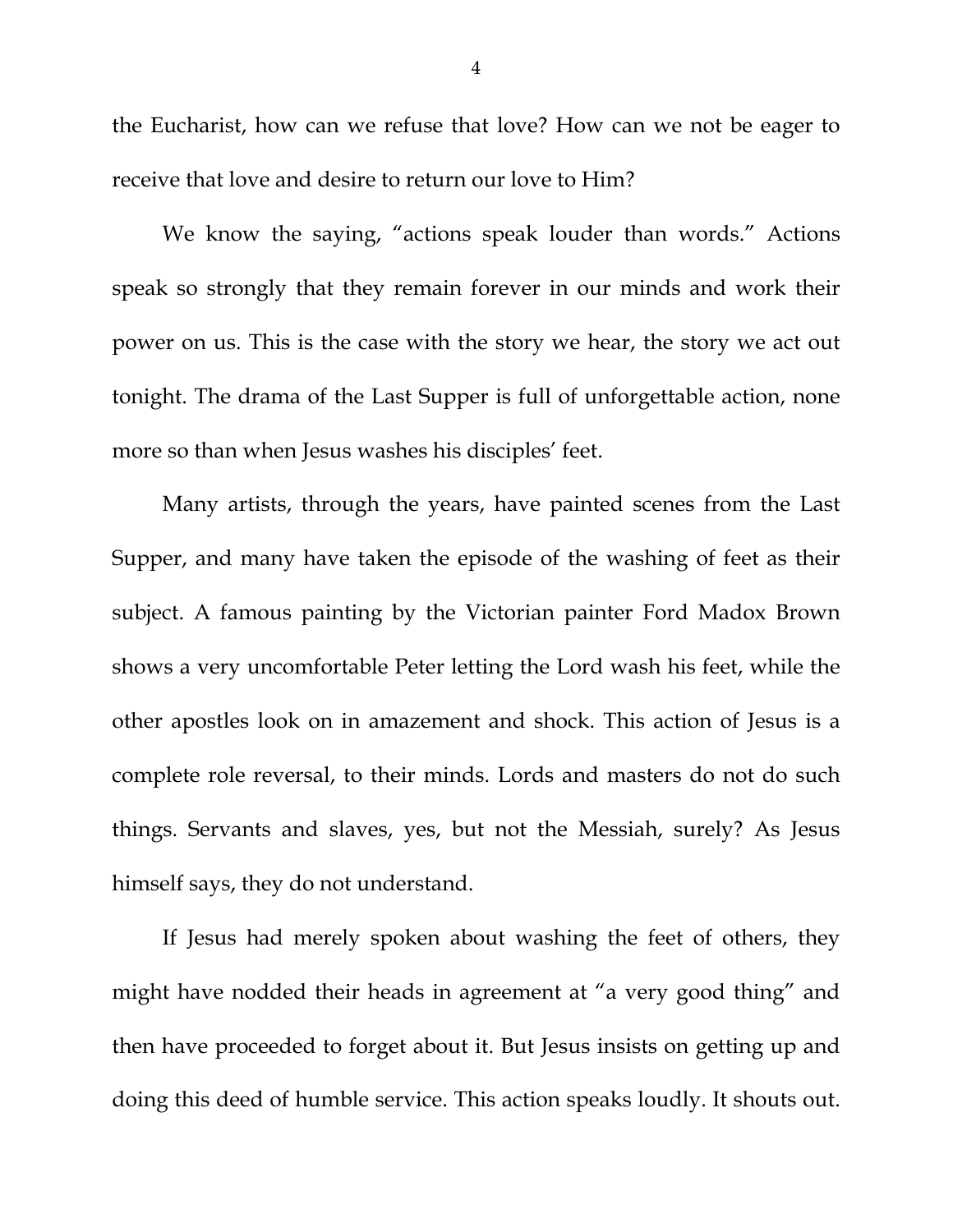the Eucharist, how can we refuse that love? How can we not be eager to receive that love and desire to return our love to Him?

We know the saying, "actions speak louder than words." Actions speak so strongly that they remain forever in our minds and work their power on us. This is the case with the story we hear, the story we act out tonight. The drama of the Last Supper is full of unforgettable action, none more so than when Jesus washes his disciples' feet.

Many artists, through the years, have painted scenes from the Last Supper, and many have taken the episode of the washing of feet as their subject. A famous painting by the Victorian painter Ford Madox Brown shows a very uncomfortable Peter letting the Lord wash his feet, while the other apostles look on in amazement and shock. This action of Jesus is a complete role reversal, to their minds. Lords and masters do not do such things. Servants and slaves, yes, but not the Messiah, surely? As Jesus himself says, they do not understand.

If Jesus had merely spoken about washing the feet of others, they might have nodded their heads in agreement at "a very good thing" and then have proceeded to forget about it. But Jesus insists on getting up and doing this deed of humble service. This action speaks loudly. It shouts out.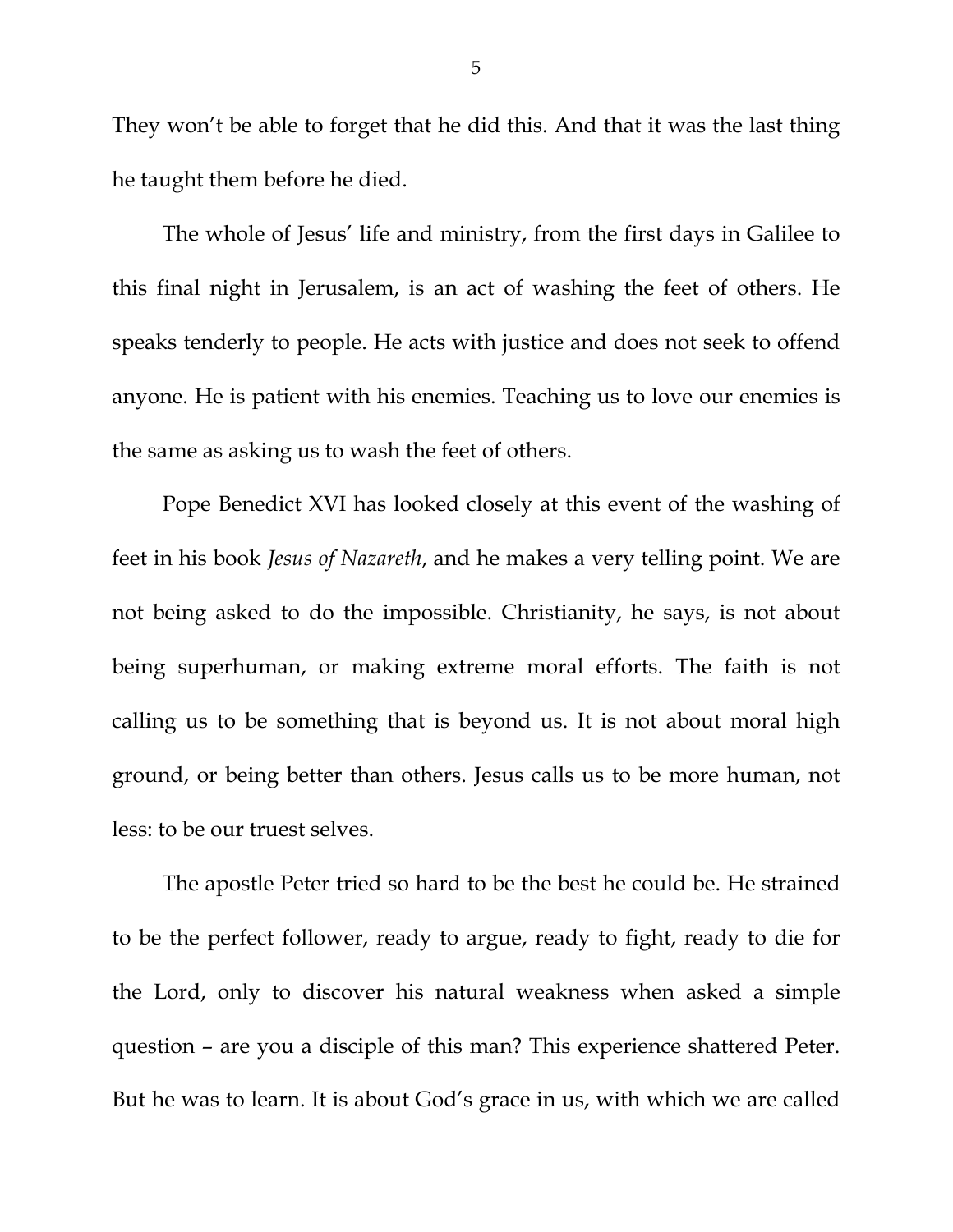They won't be able to forget that he did this. And that it was the last thing he taught them before he died.

The whole of Jesus' life and ministry, from the first days in Galilee to this final night in Jerusalem, is an act of washing the feet of others. He speaks tenderly to people. He acts with justice and does not seek to offend anyone. He is patient with his enemies. Teaching us to love our enemies is the same as asking us to wash the feet of others.

Pope Benedict XVI has looked closely at this event of the washing of feet in his book *Jesus of Nazareth*, and he makes a very telling point. We are not being asked to do the impossible. Christianity, he says, is not about being superhuman, or making extreme moral efforts. The faith is not calling us to be something that is beyond us. It is not about moral high ground, or being better than others. Jesus calls us to be more human, not less: to be our truest selves.

The apostle Peter tried so hard to be the best he could be. He strained to be the perfect follower, ready to argue, ready to fight, ready to die for the Lord, only to discover his natural weakness when asked a simple question – are you a disciple of this man? This experience shattered Peter. But he was to learn. It is about God's grace in us, with which we are called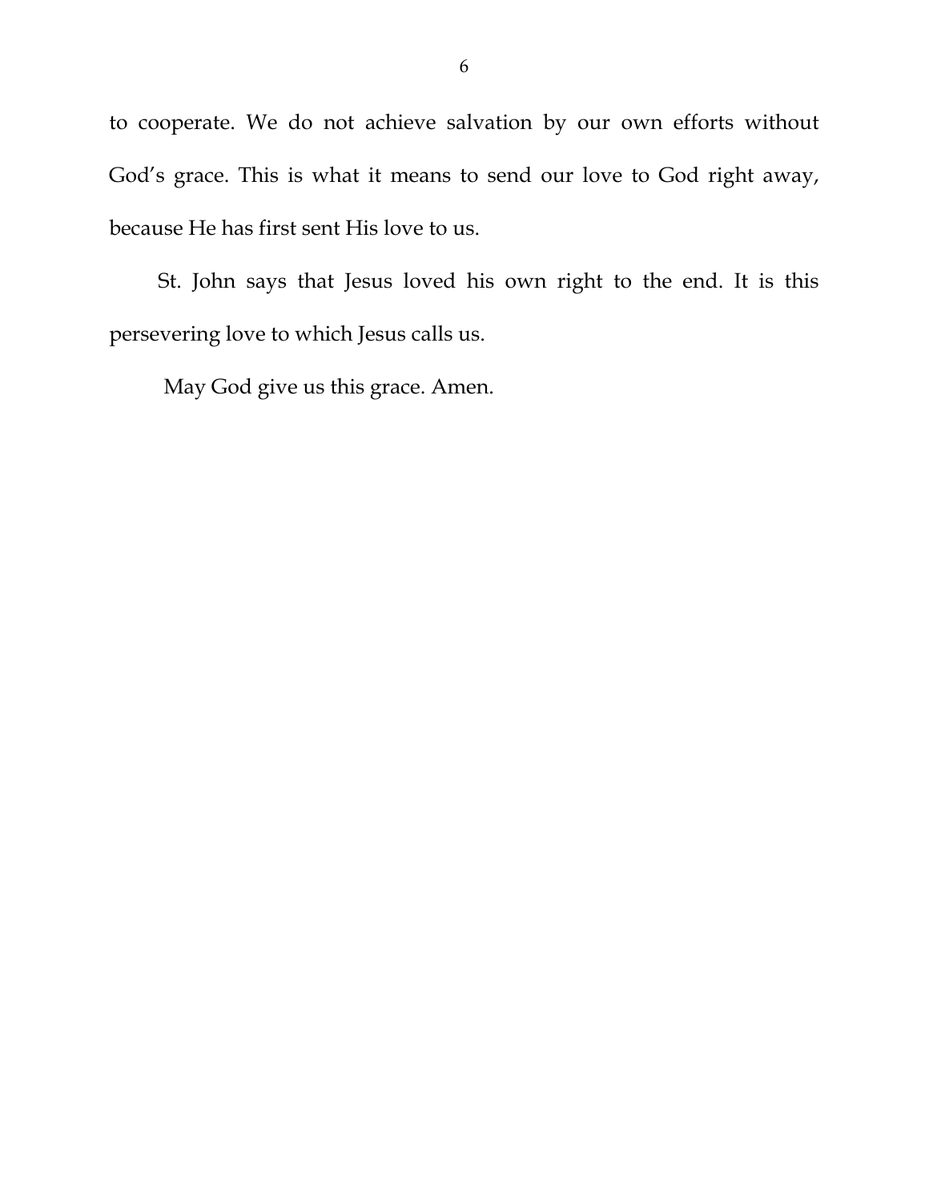to cooperate. We do not achieve salvation by our own efforts without God's grace. This is what it means to send our love to God right away, because He has first sent His love to us.

St. John says that Jesus loved his own right to the end. It is this persevering love to which Jesus calls us.

May God give us this grace. Amen.